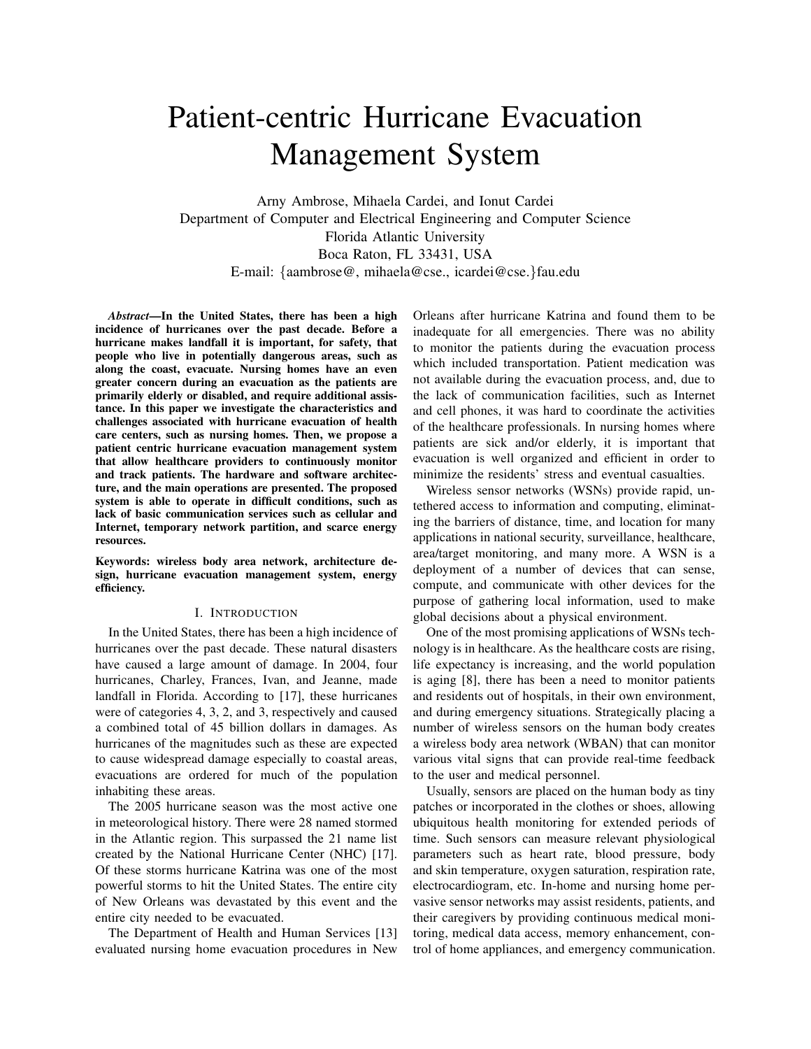# Patient-centric Hurricane Evacuation Management System

Arny Ambrose, Mihaela Cardei, and Ionut Cardei
Department of Computer and Electrical Engineering and Computer Science
Florida Atlantic University
Boca Raton, FL 33431, USA
E-mail: {aambrose@, mihaela@cse., icardei@cse.}fau.edu

***Abstract*—In the United States, there has been a high incidence of hurricanes over the past decade. Before a hurricane makes landfall it is important, for safety, that people who live in potentially dangerous areas, such as along the coast, evacuate. Nursing homes have an even greater concern during an evacuation as the patients are primarily elderly or disabled, and require additional assistance. In this paper we investigate the characteristics and challenges associated with hurricane evacuation of health care centers, such as nursing homes. Then, we propose a patient centric hurricane evacuation management system that allow healthcare providers to continuously monitor and track patients. The hardware and software architecture, and the main operations are presented. The proposed system is able to operate in difficult conditions, such as lack of basic communication services such as cellular and Internet, temporary network partition, and scarce energy resources.**

**Keywords: wireless body area network, architecture design, hurricane evacuation management system, energy efficiency.**

## I. Introduction

In the United States, there has been a high incidence of hurricanes over the past decade. These natural disasters have caused a large amount of damage. In 2004, four hurricanes, Charley, Frances, Ivan, and Jeanne, made landfall in Florida. According to [17], these hurricanes were of categories 4, 3, 2, and 3, respectively and caused a combined total of 45 billion dollars in damages. As hurricanes of the magnitudes such as these are expected to cause widespread damage especially to coastal areas, evacuations are ordered for much of the population inhabiting these areas.

The 2005 hurricane season was the most active one in meteorological history. There were 28 named stormed in the Atlantic region. This surpassed the 21 name list created by the National Hurricane Center (NHC) [17]. Of these storms hurricane Katrina was one of the most powerful storms to hit the United States. The entire city of New Orleans was devastated by this event and the entire city needed to be evacuated.

The Department of Health and Human Services [13] evaluated nursing home evacuation procedures in New Orleans after hurricane Katrina and found them to be inadequate for all emergencies. There was no ability to monitor the patients during the evacuation process which included transportation. Patient medication was not available during the evacuation process, and, due to the lack of communication facilities, such as Internet and cell phones, it was hard to coordinate the activities of the healthcare professionals. In nursing homes where patients are sick and/or elderly, it is important that evacuation is well organized and efficient in order to minimize the residents' stress and eventual casualties.

Wireless sensor networks (WSNs) provide rapid, untethered access to information and computing, eliminating the barriers of distance, time, and location for many applications in national security, surveillance, healthcare, area/target monitoring, and many more. A WSN is a deployment of a number of devices that can sense, compute, and communicate with other devices for the purpose of gathering local information, used to make global decisions about a physical environment.

One of the most promising applications of WSNs technology is in healthcare. As the healthcare costs are rising, life expectancy is increasing, and the world population is aging [8], there has been a need to monitor patients and residents out of hospitals, in their own environment, and during emergency situations. Strategically placing a number of wireless sensors on the human body creates a wireless body area network (WBAN) that can monitor various vital signs that can provide real-time feedback to the user and medical personnel.

Usually, sensors are placed on the human body as tiny patches or incorporated in the clothes or shoes, allowing ubiquitous health monitoring for extended periods of time. Such sensors can measure relevant physiological parameters such as heart rate, blood pressure, body and skin temperature, oxygen saturation, respiration rate, electrocardiogram, etc. In-home and nursing home pervasive sensor networks may assist residents, patients, and their caregivers by providing continuous medical monitoring, medical data access, memory enhancement, control of home appliances, and emergency communication.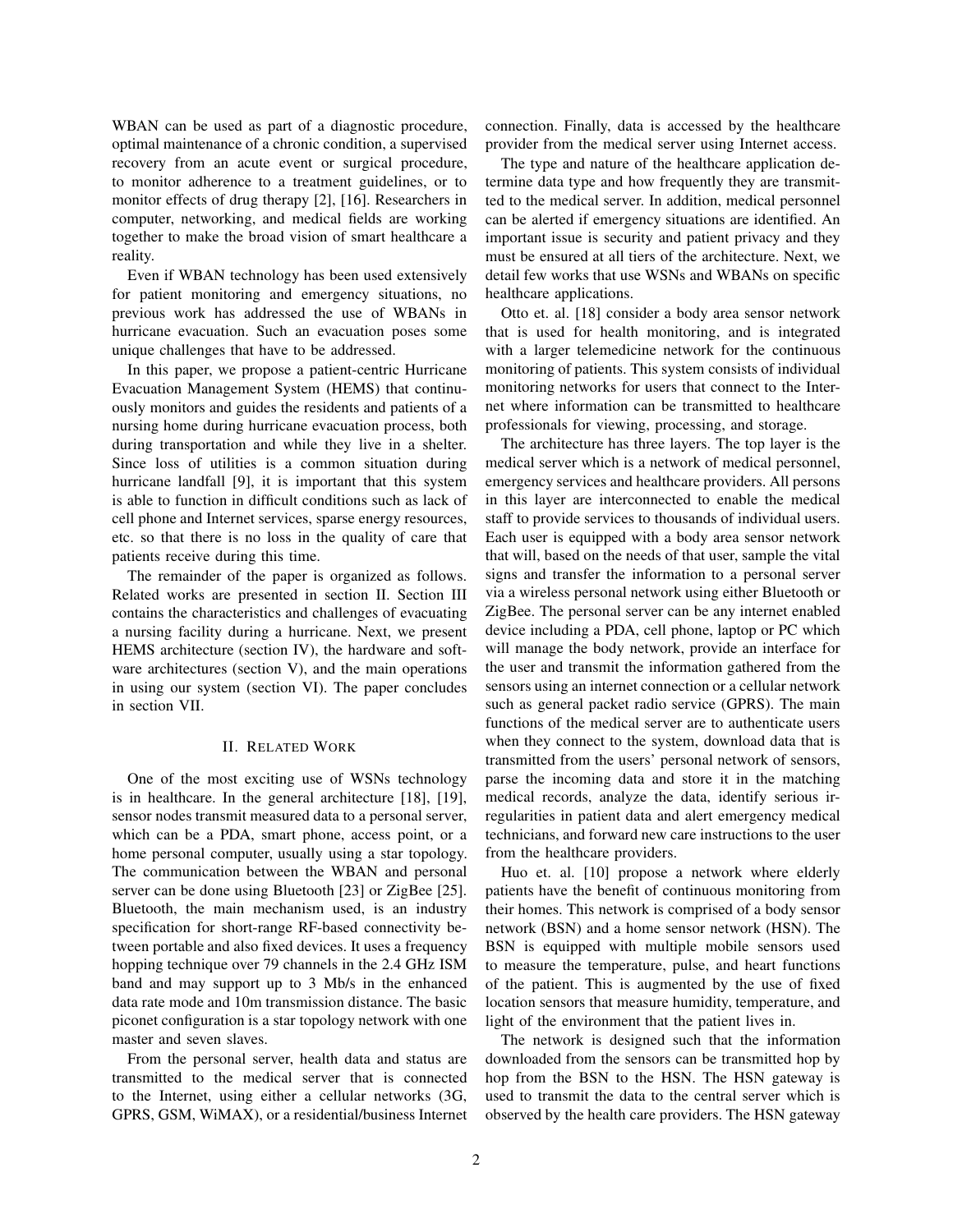WBAN can be used as part of a diagnostic procedure, optimal maintenance of a chronic condition, a supervised recovery from an acute event or surgical procedure, to monitor adherence to a treatment guidelines, or to monitor effects of drug therapy [2], [16]. Researchers in computer, networking, and medical fields are working together to make the broad vision of smart healthcare a reality.

Even if WBAN technology has been used extensively for patient monitoring and emergency situations, no previous work has addressed the use of WBANs in hurricane evacuation. Such an evacuation poses some unique challenges that have to be addressed.

In this paper, we propose a patient-centric Hurricane Evacuation Management System (HEMS) that continuously monitors and guides the residents and patients of a nursing home during hurricane evacuation process, both during transportation and while they live in a shelter. Since loss of utilities is a common situation during hurricane landfall [9], it is important that this system is able to function in difficult conditions such as lack of cell phone and Internet services, sparse energy resources, etc. so that there is no loss in the quality of care that patients receive during this time.

The remainder of the paper is organized as follows. Related works are presented in section II. Section III contains the characteristics and challenges of evacuating a nursing facility during a hurricane. Next, we present HEMS architecture (section IV), the hardware and software architectures (section V), and the main operations in using our system (section VI). The paper concludes in section VII.

## II. Related Work

One of the most exciting use of WSNs technology is in healthcare. In the general architecture [18], [19], sensor nodes transmit measured data to a personal server, which can be a PDA, smart phone, access point, or a home personal computer, usually using a star topology. The communication between the WBAN and personal server can be done using Bluetooth [23] or ZigBee [25]. Bluetooth, the main mechanism used, is an industry specification for short-range RF-based connectivity between portable and also fixed devices. It uses a frequency hopping technique over 79 channels in the 2.4 GHz ISM band and may support up to 3 Mb/s in the enhanced data rate mode and 10m transmission distance. The basic piconet configuration is a star topology network with one master and seven slaves.

From the personal server, health data and status are transmitted to the medical server that is connected to the Internet, using either a cellular networks (3G, GPRS, GSM, WiMAX), or a residential/business Internet connection. Finally, data is accessed by the healthcare provider from the medical server using Internet access.

The type and nature of the healthcare application determine data type and how frequently they are transmitted to the medical server. In addition, medical personnel can be alerted if emergency situations are identified. An important issue is security and patient privacy and they must be ensured at all tiers of the architecture. Next, we detail few works that use WSNs and WBANs on specific healthcare applications.

Otto et. al. [18] consider a body area sensor network that is used for health monitoring, and is integrated with a larger telemedicine network for the continuous monitoring of patients. This system consists of individual monitoring networks for users that connect to the Internet where information can be transmitted to healthcare professionals for viewing, processing, and storage.

The architecture has three layers. The top layer is the medical server which is a network of medical personnel, emergency services and healthcare providers. All persons in this layer are interconnected to enable the medical staff to provide services to thousands of individual users. Each user is equipped with a body area sensor network that will, based on the needs of that user, sample the vital signs and transfer the information to a personal server via a wireless personal network using either Bluetooth or ZigBee. The personal server can be any internet enabled device including a PDA, cell phone, laptop or PC which will manage the body network, provide an interface for the user and transmit the information gathered from the sensors using an internet connection or a cellular network such as general packet radio service (GPRS). The main functions of the medical server are to authenticate users when they connect to the system, download data that is transmitted from the users' personal network of sensors, parse the incoming data and store it in the matching medical records, analyze the data, identify serious irregularities in patient data and alert emergency medical technicians, and forward new care instructions to the user from the healthcare providers.

Huo et. al. [10] propose a network where elderly patients have the benefit of continuous monitoring from their homes. This network is comprised of a body sensor network (BSN) and a home sensor network (HSN). The BSN is equipped with multiple mobile sensors used to measure the temperature, pulse, and heart functions of the patient. This is augmented by the use of fixed location sensors that measure humidity, temperature, and light of the environment that the patient lives in.

The network is designed such that the information downloaded from the sensors can be transmitted hop by hop from the BSN to the HSN. The HSN gateway is used to transmit the data to the central server which is observed by the health care providers. The HSN gateway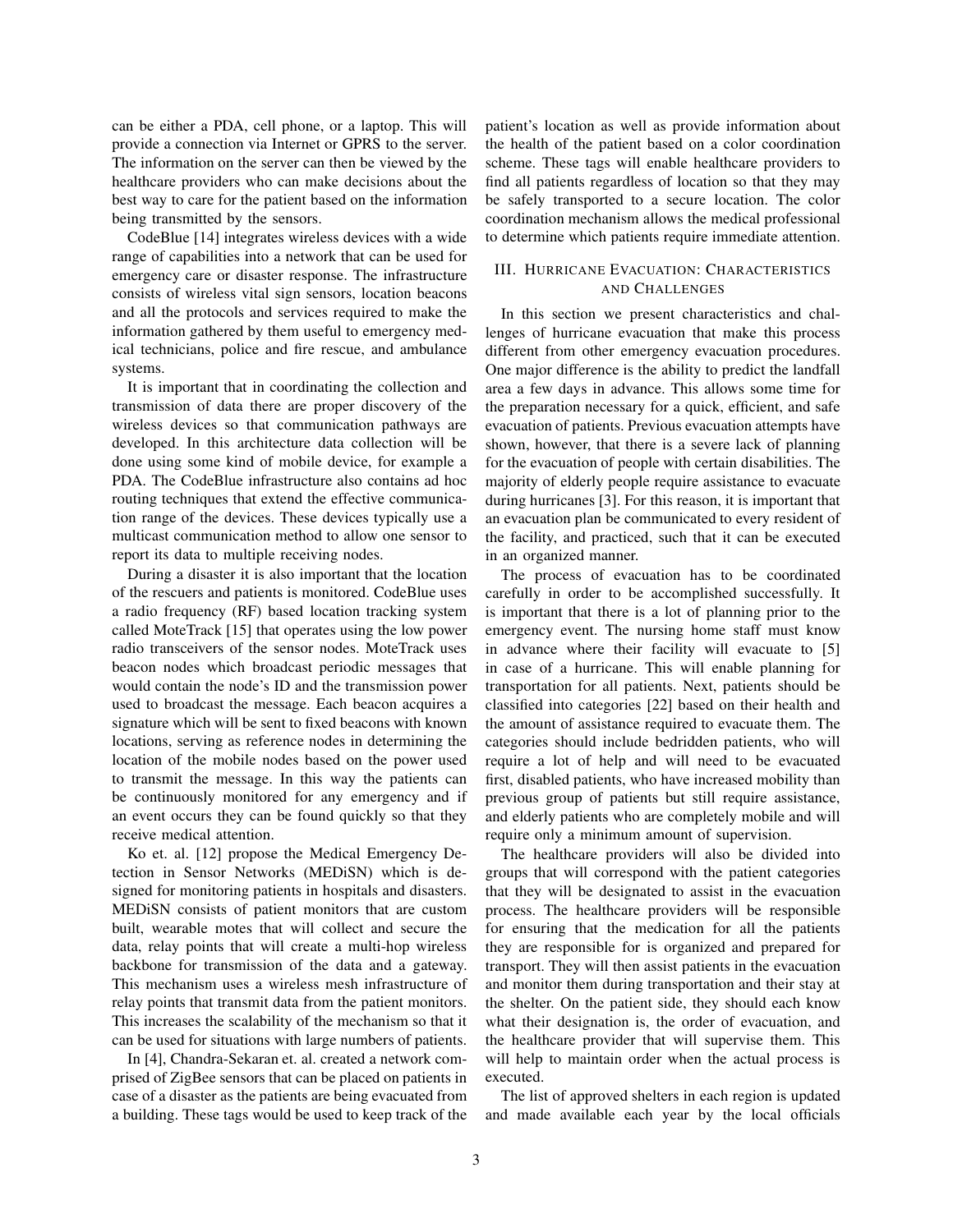can be either a PDA, cell phone, or a laptop. This will provide a connection via Internet or GPRS to the server. The information on the server can then be viewed by the healthcare providers who can make decisions about the best way to care for the patient based on the information being transmitted by the sensors.

CodeBlue [14] integrates wireless devices with a wide range of capabilities into a network that can be used for emergency care or disaster response. The infrastructure consists of wireless vital sign sensors, location beacons and all the protocols and services required to make the information gathered by them useful to emergency medical technicians, police and fire rescue, and ambulance systems.

It is important that in coordinating the collection and transmission of data there are proper discovery of the wireless devices so that communication pathways are developed. In this architecture data collection will be done using some kind of mobile device, for example a PDA. The CodeBlue infrastructure also contains ad hoc routing techniques that extend the effective communication range of the devices. These devices typically use a multicast communication method to allow one sensor to report its data to multiple receiving nodes.

During a disaster it is also important that the location of the rescuers and patients is monitored. CodeBlue uses a radio frequency (RF) based location tracking system called MoteTrack [15] that operates using the low power radio transceivers of the sensor nodes. MoteTrack uses beacon nodes which broadcast periodic messages that would contain the node's ID and the transmission power used to broadcast the message. Each beacon acquires a signature which will be sent to fixed beacons with known locations, serving as reference nodes in determining the location of the mobile nodes based on the power used to transmit the message. In this way the patients can be continuously monitored for any emergency and if an event occurs they can be found quickly so that they receive medical attention.

Ko et. al. [12] propose the Medical Emergency Detection in Sensor Networks (MEDiSN) which is designed for monitoring patients in hospitals and disasters. MEDiSN consists of patient monitors that are custom built, wearable motes that will collect and secure the data, relay points that will create a multi-hop wireless backbone for transmission of the data and a gateway. This mechanism uses a wireless mesh infrastructure of relay points that transmit data from the patient monitors. This increases the scalability of the mechanism so that it can be used for situations with large numbers of patients.

In [4], Chandra-Sekaran et. al. created a network comprised of ZigBee sensors that can be placed on patients in case of a disaster as the patients are being evacuated from a building. These tags would be used to keep track of the patient's location as well as provide information about the health of the patient based on a color coordination scheme. These tags will enable healthcare providers to find all patients regardless of location so that they may be safely transported to a secure location. The color coordination mechanism allows the medical professional to determine which patients require immediate attention.

## III. Hurricane Evacuation: Characteristics and Challenges

In this section we present characteristics and challenges of hurricane evacuation that make this process different from other emergency evacuation procedures. One major difference is the ability to predict the landfall area a few days in advance. This allows some time for the preparation necessary for a quick, efficient, and safe evacuation of patients. Previous evacuation attempts have shown, however, that there is a severe lack of planning for the evacuation of people with certain disabilities. The majority of elderly people require assistance to evacuate during hurricanes [3]. For this reason, it is important that an evacuation plan be communicated to every resident of the facility, and practiced, such that it can be executed in an organized manner.

The process of evacuation has to be coordinated carefully in order to be accomplished successfully. It is important that there is a lot of planning prior to the emergency event. The nursing home staff must know in advance where their facility will evacuate to [5] in case of a hurricane. This will enable planning for transportation for all patients. Next, patients should be classified into categories [22] based on their health and the amount of assistance required to evacuate them. The categories should include bedridden patients, who will require a lot of help and will need to be evacuated first, disabled patients, who have increased mobility than previous group of patients but still require assistance, and elderly patients who are completely mobile and will require only a minimum amount of supervision.

The healthcare providers will also be divided into groups that will correspond with the patient categories that they will be designated to assist in the evacuation process. The healthcare providers will be responsible for ensuring that the medication for all the patients they are responsible for is organized and prepared for transport. They will then assist patients in the evacuation and monitor them during transportation and their stay at the shelter. On the patient side, they should each know what their designation is, the order of evacuation, and the healthcare provider that will supervise them. This will help to maintain order when the actual process is executed.

The list of approved shelters in each region is updated and made available each year by the local officials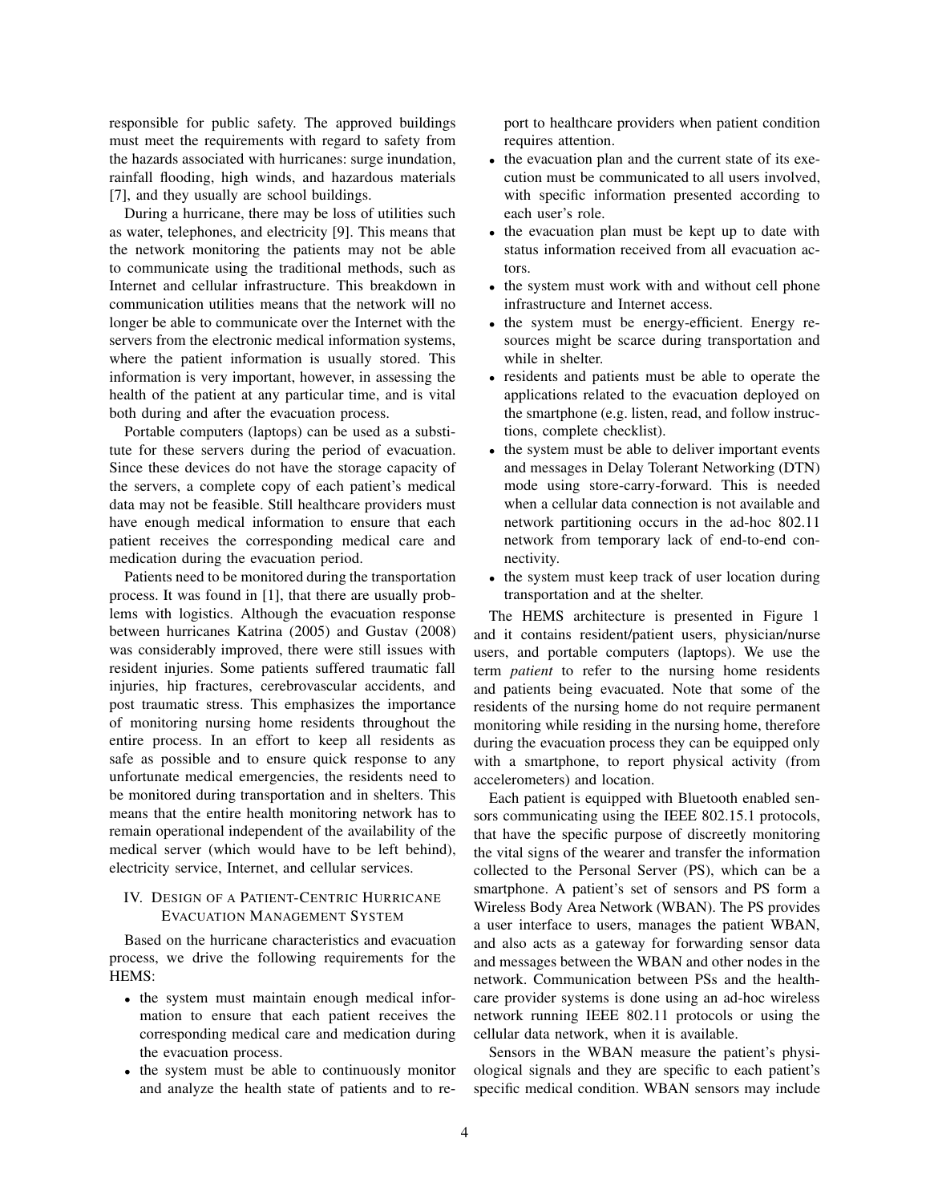responsible for public safety. The approved buildings must meet the requirements with regard to safety from the hazards associated with hurricanes: surge inundation, rainfall flooding, high winds, and hazardous materials [7], and they usually are school buildings.

During a hurricane, there may be loss of utilities such as water, telephones, and electricity [9]. This means that the network monitoring the patients may not be able to communicate using the traditional methods, such as Internet and cellular infrastructure. This breakdown in communication utilities means that the network will no longer be able to communicate over the Internet with the servers from the electronic medical information systems, where the patient information is usually stored. This information is very important, however, in assessing the health of the patient at any particular time, and is vital both during and after the evacuation process.

Portable computers (laptops) can be used as a substitute for these servers during the period of evacuation. Since these devices do not have the storage capacity of the servers, a complete copy of each patient's medical data may not be feasible. Still healthcare providers must have enough medical information to ensure that each patient receives the corresponding medical care and medication during the evacuation period.

Patients need to be monitored during the transportation process. It was found in [1], that there are usually problems with logistics. Although the evacuation response between hurricanes Katrina (2005) and Gustav (2008) was considerably improved, there were still issues with resident injuries. Some patients suffered traumatic fall injuries, hip fractures, cerebrovascular accidents, and post traumatic stress. This emphasizes the importance of monitoring nursing home residents throughout the entire process. In an effort to keep all residents as safe as possible and to ensure quick response to any unfortunate medical emergencies, the residents need to be monitored during transportation and in shelters. This means that the entire health monitoring network has to remain operational independent of the availability of the medical server (which would have to be left behind), electricity service, Internet, and cellular services.

## IV. Design of a Patient-Centric Hurricane Evacuation Management System

Based on the hurricane characteristics and evacuation process, we drive the following requirements for the HEMS:

- the system must maintain enough medical information to ensure that each patient receives the corresponding medical care and medication during the evacuation process.
- the system must be able to continuously monitor and analyze the health state of patients and to report to healthcare providers when patient condition requires attention.
- the evacuation plan and the current state of its execution must be communicated to all users involved, with specific information presented according to each user's role.
- the evacuation plan must be kept up to date with status information received from all evacuation actors.
- the system must work with and without cell phone infrastructure and Internet access.
- the system must be energy-efficient. Energy resources might be scarce during transportation and while in shelter.
- residents and patients must be able to operate the applications related to the evacuation deployed on the smartphone (e.g. listen, read, and follow instructions, complete checklist).
- the system must be able to deliver important events and messages in Delay Tolerant Networking (DTN) mode using store-carry-forward. This is needed when a cellular data connection is not available and network partitioning occurs in the ad-hoc 802.11 network from temporary lack of end-to-end connectivity.
- the system must keep track of user location during transportation and at the shelter.

The HEMS architecture is presented in Figure 1 and it contains resident/patient users, physician/nurse users, and portable computers (laptops). We use the term *patient* to refer to the nursing home residents and patients being evacuated. Note that some of the residents of the nursing home do not require permanent monitoring while residing in the nursing home, therefore during the evacuation process they can be equipped only with a smartphone, to report physical activity (from accelerometers) and location.

Each patient is equipped with Bluetooth enabled sensors communicating using the IEEE 802.15.1 protocols, that have the specific purpose of discreetly monitoring the vital signs of the wearer and transfer the information collected to the Personal Server (PS), which can be a smartphone. A patient's set of sensors and PS form a Wireless Body Area Network (WBAN). The PS provides a user interface to users, manages the patient WBAN, and also acts as a gateway for forwarding sensor data and messages between the WBAN and other nodes in the network. Communication between PSs and the healthcare provider systems is done using an ad-hoc wireless network running IEEE 802.11 protocols or using the cellular data network, when it is available.

Sensors in the WBAN measure the patient's physiological signals and they are specific to each patient's specific medical condition. WBAN sensors may include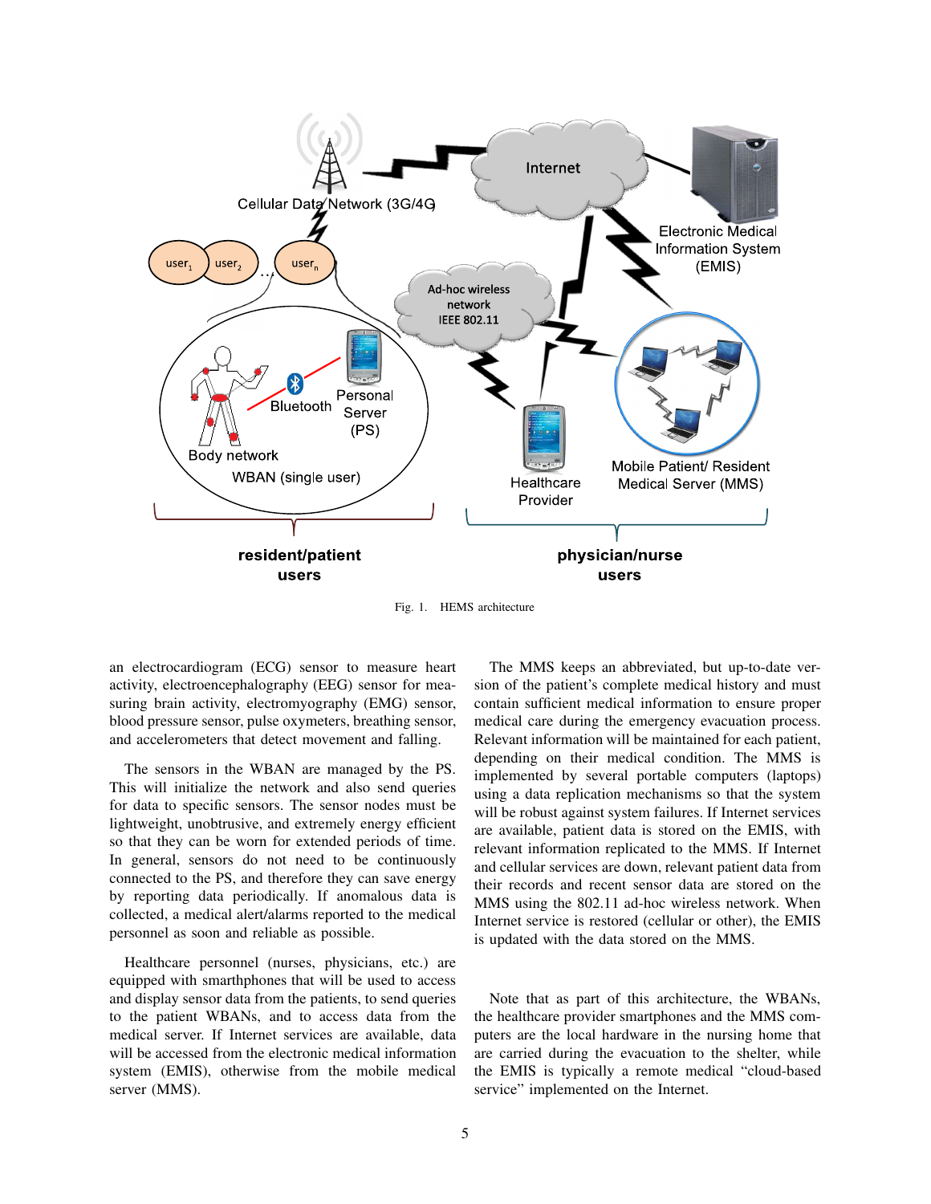Cellular Data Network (3G/4G)

Internet

Electronic Medical Information System (EMIS)

$user_1$ $user_2$ ... $user_n$

Ad-hoc wireless network IEEE 802.11

Bluetooth

Personal Server (PS)

Body network

WBAN (single user)

Healthcare Provider

Mobile Patient/ Resident Medical Server (MMS)

resident/patient users

physician/nurse users

Fig. 1. HEMS architecture

an electrocardiogram (ECG) sensor to measure heart activity, electroencephalography (EEG) sensor for measuring brain activity, electromyography (EMG) sensor, blood pressure sensor, pulse oxymeters, breathing sensor, and accelerometers that detect movement and falling.

The sensors in the WBAN are managed by the PS. This will initialize the network and also send queries for data to specific sensors. The sensor nodes must be lightweight, unobtrusive, and extremely energy efficient so that they can be worn for extended periods of time. In general, sensors do not need to be continuously connected to the PS, and therefore they can save energy by reporting data periodically. If anomalous data is collected, a medical alert/alarms reported to the medical personnel as soon and reliable as possible.

Healthcare personnel (nurses, physicians, etc.) are equipped with smarthphones that will be used to access and display sensor data from the patients, to send queries to the patient WBANs, and to access data from the medical server. If Internet services are available, data will be accessed from the electronic medical information system (EMIS), otherwise from the mobile medical server (MMS).

The MMS keeps an abbreviated, but up-to-date version of the patient's complete medical history and must contain sufficient medical information to ensure proper medical care during the emergency evacuation process. Relevant information will be maintained for each patient, depending on their medical condition. The MMS is implemented by several portable computers (laptops) using a data replication mechanisms so that the system will be robust against system failures. If Internet services are available, patient data is stored on the EMIS, with relevant information replicated to the MMS. If Internet and cellular services are down, relevant patient data from their records and recent sensor data are stored on the MMS using the 802.11 ad-hoc wireless network. When Internet service is restored (cellular or other), the EMIS is updated with the data stored on the MMS.

Note that as part of this architecture, the WBANs, the healthcare provider smartphones and the MMS computers are the local hardware in the nursing home that are carried during the evacuation to the shelter, while the EMIS is typically a remote medical "cloud-based service" implemented on the Internet.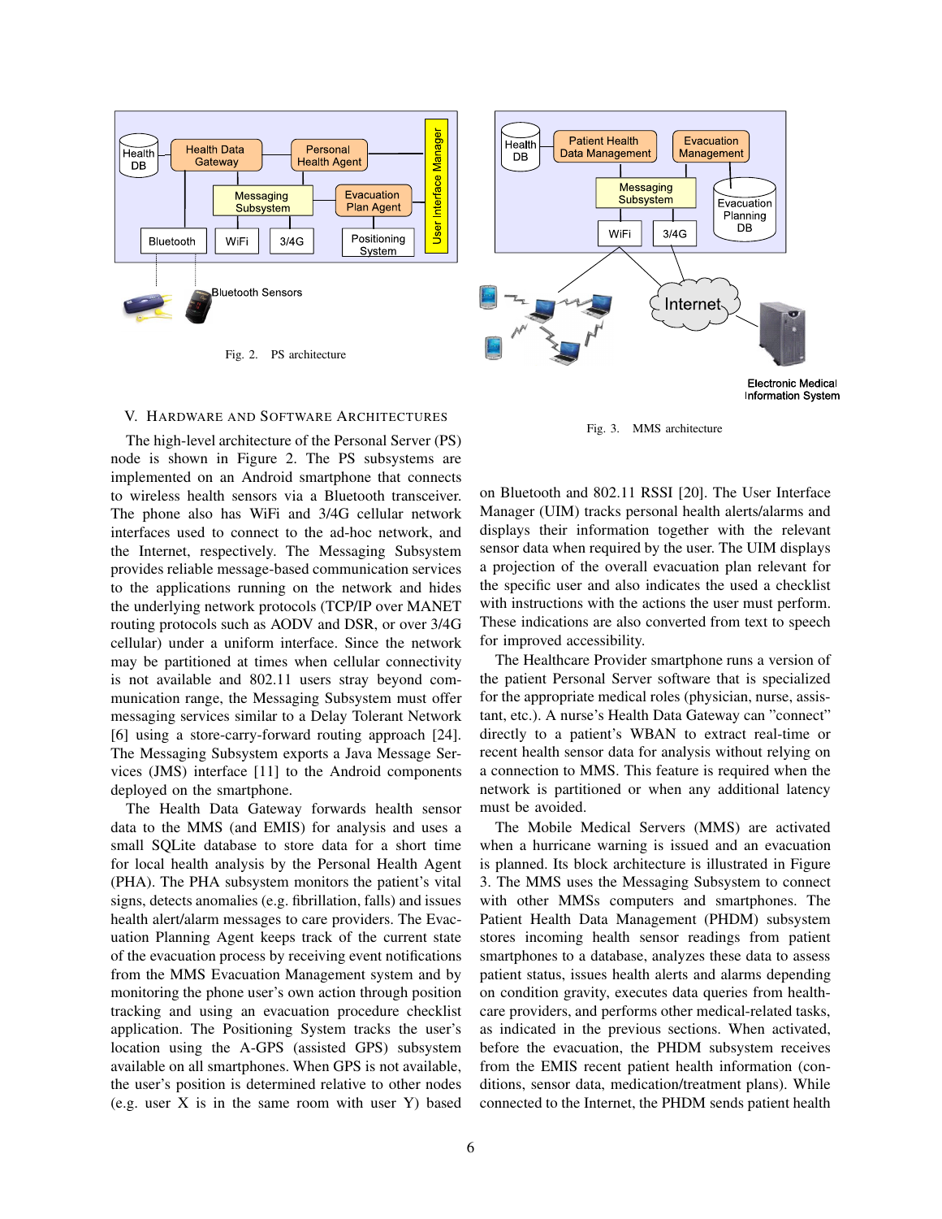Health DB
Health Data Gateway
Personal Health Agent
User Interface Manager
Messaging Subsystem
Evacuation Plan Agent
Bluetooth
WiFi
3/4G
Positioning System
Bluetooth Sensors

Fig. 2. PS architecture

Health DB
Patient Health Data Management
Evacuation Management
Messaging Subsystem
Evacuation Planning DB
WiFi
3/4G
Internet
Electronic Medical Information System

Fig. 3. MMS architecture

## V. Hardware and Software Architectures

The high-level architecture of the Personal Server (PS) node is shown in Figure 2. The PS subsystems are implemented on an Android smartphone that connects to wireless health sensors via a Bluetooth transceiver. The phone also has WiFi and 3/4G cellular network interfaces used to connect to the ad-hoc network, and the Internet, respectively. The Messaging Subsystem provides reliable message-based communication services to the applications running on the network and hides the underlying network protocols (TCP/IP over MANET routing protocols such as AODV and DSR, or over 3/4G cellular) under a uniform interface. Since the network may be partitioned at times when cellular connectivity is not available and 802.11 users stray beyond communication range, the Messaging Subsystem must offer messaging services similar to a Delay Tolerant Network [6] using a store-carry-forward routing approach [24]. The Messaging Subsystem exports a Java Message Services (JMS) interface [11] to the Android components deployed on the smartphone.

The Health Data Gateway forwards health sensor data to the MMS (and EMIS) for analysis and uses a small SQLite database to store data for a short time for local health analysis by the Personal Health Agent (PHA). The PHA subsystem monitors the patient's vital signs, detects anomalies (e.g. fibrillation, falls) and issues health alert/alarm messages to care providers. The Evacuation Planning Agent keeps track of the current state of the evacuation process by receiving event notifications from the MMS Evacuation Management system and by monitoring the phone user's own action through position tracking and using an evacuation procedure checklist application. The Positioning System tracks the user's location using the A-GPS (assisted GPS) subsystem available on all smartphones. When GPS is not available, the user's position is determined relative to other nodes (e.g. user X is in the same room with user Y) based on Bluetooth and 802.11 RSSI [20]. The User Interface Manager (UIM) tracks personal health alerts/alarms and displays their information together with the relevant sensor data when required by the user. The UIM displays a projection of the overall evacuation plan relevant for the specific user and also indicates the used a checklist with instructions with the actions the user must perform. These indications are also converted from text to speech for improved accessibility.

The Healthcare Provider smartphone runs a version of the patient Personal Server software that is specialized for the appropriate medical roles (physician, nurse, assistant, etc.). A nurse's Health Data Gateway can "connect" directly to a patient's WBAN to extract real-time or recent health sensor data for analysis without relying on a connection to MMS. This feature is required when the network is partitioned or when any additional latency must be avoided.

The Mobile Medical Servers (MMS) are activated when a hurricane warning is issued and an evacuation is planned. Its block architecture is illustrated in Figure 3. The MMS uses the Messaging Subsystem to connect with other MMSs computers and smartphones. The Patient Health Data Management (PHDM) subsystem stores incoming health sensor readings from patient smartphones to a database, analyzes these data to assess patient status, issues health alerts and alarms depending on condition gravity, executes data queries from healthcare providers, and performs other medical-related tasks, as indicated in the previous sections. When activated, before the evacuation, the PHDM subsystem receives from the EMIS recent patient health information (conditions, sensor data, medication/treatment plans). While connected to the Internet, the PHDM sends patient health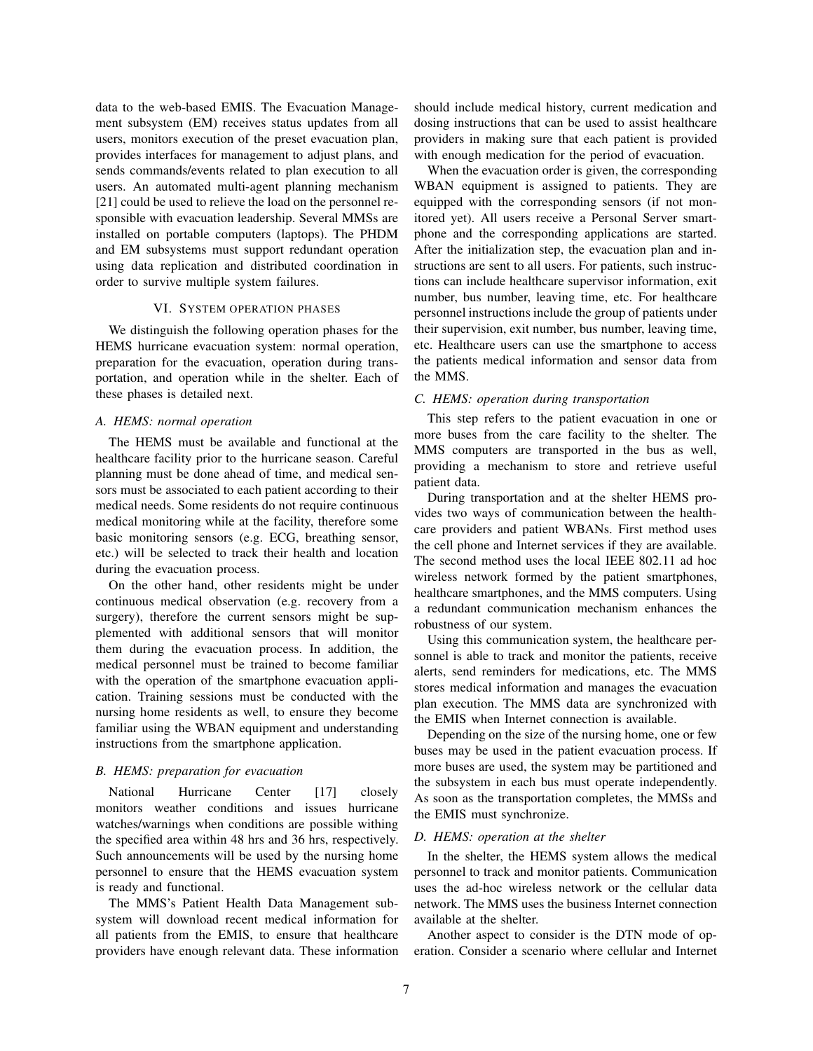data to the web-based EMIS. The Evacuation Management subsystem (EM) receives status updates from all users, monitors execution of the preset evacuation plan, provides interfaces for management to adjust plans, and sends commands/events related to plan execution to all users. An automated multi-agent planning mechanism [21] could be used to relieve the load on the personnel responsible with evacuation leadership. Several MMSs are installed on portable computers (laptops). The PHDM and EM subsystems must support redundant operation using data replication and distributed coordination in order to survive multiple system failures.

## VI. System operation phases

We distinguish the following operation phases for the HEMS hurricane evacuation system: normal operation, preparation for the evacuation, operation during transportation, and operation while in the shelter. Each of these phases is detailed next.

### *A. HEMS: normal operation*

The HEMS must be available and functional at the healthcare facility prior to the hurricane season. Careful planning must be done ahead of time, and medical sensors must be associated to each patient according to their medical needs. Some residents do not require continuous medical monitoring while at the facility, therefore some basic monitoring sensors (e.g. ECG, breathing sensor, etc.) will be selected to track their health and location during the evacuation process.

On the other hand, other residents might be under continuous medical observation (e.g. recovery from a surgery), therefore the current sensors might be supplemented with additional sensors that will monitor them during the evacuation process. In addition, the medical personnel must be trained to become familiar with the operation of the smartphone evacuation application. Training sessions must be conducted with the nursing home residents as well, to ensure they become familiar using the WBAN equipment and understanding instructions from the smartphone application.

### *B. HEMS: preparation for evacuation*

National Hurricane Center [17] closely monitors weather conditions and issues hurricane watches/warnings when conditions are possible withing the specified area within 48 hrs and 36 hrs, respectively. Such announcements will be used by the nursing home personnel to ensure that the HEMS evacuation system is ready and functional.

The MMS's Patient Health Data Management subsystem will download recent medical information for all patients from the EMIS, to ensure that healthcare providers have enough relevant data. These information should include medical history, current medication and dosing instructions that can be used to assist healthcare providers in making sure that each patient is provided with enough medication for the period of evacuation.

When the evacuation order is given, the corresponding WBAN equipment is assigned to patients. They are equipped with the corresponding sensors (if not monitored yet). All users receive a Personal Server smartphone and the corresponding applications are started. After the initialization step, the evacuation plan and instructions are sent to all users. For patients, such instructions can include healthcare supervisor information, exit number, bus number, leaving time, etc. For healthcare personnel instructions include the group of patients under their supervision, exit number, bus number, leaving time, etc. Healthcare users can use the smartphone to access the patients medical information and sensor data from the MMS.

### *C. HEMS: operation during transportation*

This step refers to the patient evacuation in one or more buses from the care facility to the shelter. The MMS computers are transported in the bus as well, providing a mechanism to store and retrieve useful patient data.

During transportation and at the shelter HEMS provides two ways of communication between the healthcare providers and patient WBANs. First method uses the cell phone and Internet services if they are available. The second method uses the local IEEE 802.11 ad hoc wireless network formed by the patient smartphones, healthcare smartphones, and the MMS computers. Using a redundant communication mechanism enhances the robustness of our system.

Using this communication system, the healthcare personnel is able to track and monitor the patients, receive alerts, send reminders for medications, etc. The MMS stores medical information and manages the evacuation plan execution. The MMS data are synchronized with the EMIS when Internet connection is available.

Depending on the size of the nursing home, one or few buses may be used in the patient evacuation process. If more buses are used, the system may be partitioned and the subsystem in each bus must operate independently. As soon as the transportation completes, the MMSs and the EMIS must synchronize.

### *D. HEMS: operation at the shelter*

In the shelter, the HEMS system allows the medical personnel to track and monitor patients. Communication uses the ad-hoc wireless network or the cellular data network. The MMS uses the business Internet connection available at the shelter.

Another aspect to consider is the DTN mode of operation. Consider a scenario where cellular and Internet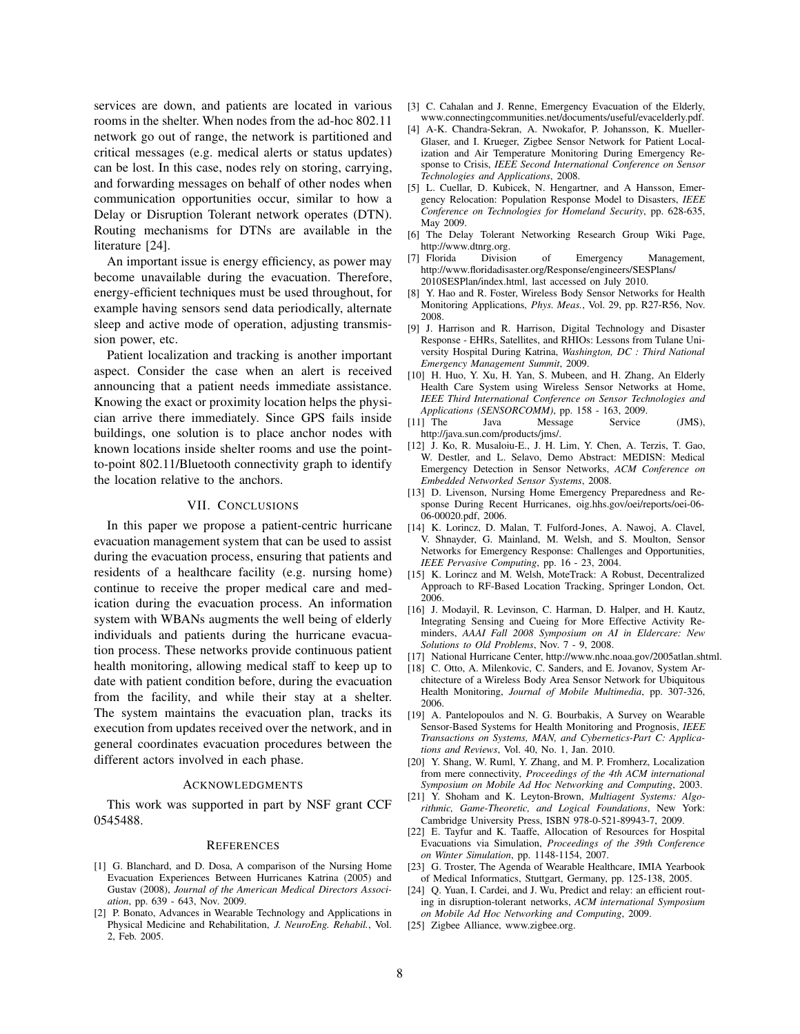services are down, and patients are located in various rooms in the shelter. When nodes from the ad-hoc 802.11 network go out of range, the network is partitioned and critical messages (e.g. medical alerts or status updates) can be lost. In this case, nodes rely on storing, carrying, and forwarding messages on behalf of other nodes when communication opportunities occur, similar to how a Delay or Disruption Tolerant network operates (DTN). Routing mechanisms for DTNs are available in the literature [24].

An important issue is energy efficiency, as power may become unavailable during the evacuation. Therefore, energy-efficient techniques must be used throughout, for example having sensors send data periodically, alternate sleep and active mode of operation, adjusting transmission power, etc.

Patient localization and tracking is another important aspect. Consider the case when an alert is received announcing that a patient needs immediate assistance. Knowing the exact or proximity location helps the physician arrive there immediately. Since GPS fails inside buildings, one solution is to place anchor nodes with known locations inside shelter rooms and use the point-to-point 802.11/Bluetooth connectivity graph to identify the location relative to the anchors.

## VII. Conclusions

In this paper we propose a patient-centric hurricane evacuation management system that can be used to assist during the evacuation process, ensuring that patients and residents of a healthcare facility (e.g. nursing home) continue to receive the proper medical care and medication during the evacuation process. An information system with WBANs augments the well being of elderly individuals and patients during the hurricane evacuation process. These networks provide continuous patient health monitoring, allowing medical staff to keep up to date with patient condition before, during the evacuation from the facility, and while their stay at a shelter. The system maintains the evacuation plan, tracks its execution from updates received over the network, and in general coordinates evacuation procedures between the different actors involved in each phase.

## Acknowledgments

This work was supported in part by NSF grant CCF 0545488.

## References

[1] G. Blanchard, and D. Dosa, A comparison of the Nursing Home Evacuation Experiences Between Hurricanes Katrina (2005) and Gustav (2008), *Journal of the American Medical Directors Association*, pp. 639 - 643, Nov. 2009.

[2] P. Bonato, Advances in Wearable Technology and Applications in Physical Medicine and Rehabilitation, *J. NeuroEng. Rehabil.*, Vol. 2, Feb. 2005.

[3] C. Cahalan and J. Renne, Emergency Evacuation of the Elderly, www.connectingcommunities.net/documents/useful/evacelderly.pdf.

[4] A-K. Chandra-Sekran, A. Nwokafor, P. Johansson, K. Mueller-Glaser, and I. Krueger, Zigbee Sensor Network for Patient Localization and Air Temperature Monitoring During Emergency Response to Crisis, *IEEE Second International Conference on Sensor Technologies and Applications*, 2008.

[5] L. Cuellar, D. Kubicek, N. Hengartner, and A Hansson, Emergency Relocation: Population Response Model to Disasters, *IEEE Conference on Technologies for Homeland Security*, pp. 628-635, May 2009.

[6] The Delay Tolerant Networking Research Group Wiki Page, http://www.dtnrg.org.

[7] Florida Division of Emergency Management, http://www.floridadisaster.org/Response/engineers/SESPlans/2010SESPlan/index.html, last accessed on July 2010.

[8] Y. Hao and R. Foster, Wireless Body Sensor Networks for Health Monitoring Applications, *Phys. Meas.*, Vol. 29, pp. R27-R56, Nov. 2008.

[9] J. Harrison and R. Harrison, Digital Technology and Disaster Response - EHRs, Satellites, and RHIOs: Lessons from Tulane University Hospital During Katrina, *Washington, DC : Third National Emergency Management Summit*, 2009.

[10] H. Huo, Y. Xu, H. Yan, S. Mubeen, and H. Zhang, An Elderly Health Care System using Wireless Sensor Networks at Home, *IEEE Third International Conference on Sensor Technologies and Applications (SENSORCOMM)*, pp. 158 - 163, 2009.

[11] The Java Message Service (JMS), http://java.sun.com/products/jms/.

[12] J. Ko, R. Musaloiu-E., J. H. Lim, Y. Chen, A. Terzis, T. Gao, W. Destler, and L. Selavo, Demo Abstract: MEDISN: Medical Emergency Detection in Sensor Networks, *ACM Conference on Embedded Networked Sensor Systems*, 2008.

[13] D. Livenson, Nursing Home Emergency Preparedness and Response During Recent Hurricanes, oig.hhs.gov/oei/reports/oei-06-06-00020.pdf, 2006.

[14] K. Lorincz, D. Malan, T. Fulford-Jones, A. Nawoj, A. Clavel, V. Shnayder, G. Mainland, M. Welsh, and S. Moulton, Sensor Networks for Emergency Response: Challenges and Opportunities, *IEEE Pervasive Computing*, pp. 16 - 23, 2004.

[15] K. Lorincz and M. Welsh, MoteTrack: A Robust, Decentralized Approach to RF-Based Location Tracking, Springer London, Oct. 2006.

[16] J. Modayil, R. Levinson, C. Harman, D. Halper, and H. Kautz, Integrating Sensing and Cueing for More Effective Activity Reminders, *AAAI Fall 2008 Symposium on AI in Eldercare: New Solutions to Old Problems*, Nov. 7 - 9, 2008.

[17] National Hurricane Center, http://www.nhc.noaa.gov/2005atlan.shtml.

[18] C. Otto, A. Milenkovic, C. Sanders, and E. Jovanov, System Architecture of a Wireless Body Area Sensor Network for Ubiquitous Health Monitoring, *Journal of Mobile Multimedia*, pp. 307-326, 2006.

[19] A. Pantelopoulos and N. G. Bourbakis, A Survey on Wearable Sensor-Based Systems for Health Monitoring and Prognosis, *IEEE Transactions on Systems, MAN, and Cybernetics-Part C: Applications and Reviews*, Vol. 40, No. 1, Jan. 2010.

[20] Y. Shang, W. Ruml, Y. Zhang, and M. P. Fromherz, Localization from mere connectivity, *Proceedings of the 4th ACM international Symposium on Mobile Ad Hoc Networking and Computing*, 2003.

[21] Y. Shoham and K. Leyton-Brown, *Multiagent Systems: Algorithmic, Game-Theoretic, and Logical Foundations*, New York: Cambridge University Press, ISBN 978-0-521-89943-7, 2009.

[22] E. Tayfur and K. Taaffe, Allocation of Resources for Hospital Evacuations via Simulation, *Proceedings of the 39th Conference on Winter Simulation*, pp. 1148-1154, 2007.

[23] G. Troster, The Agenda of Wearable Healthcare, IMIA Yearbook of Medical Informatics, Stuttgart, Germany, pp. 125-138, 2005.

[24] Q. Yuan, I. Cardei, and J. Wu, Predict and relay: an efficient routing in disruption-tolerant networks, *ACM international Symposium on Mobile Ad Hoc Networking and Computing*, 2009.

[25] Zigbee Alliance, www.zigbee.org.